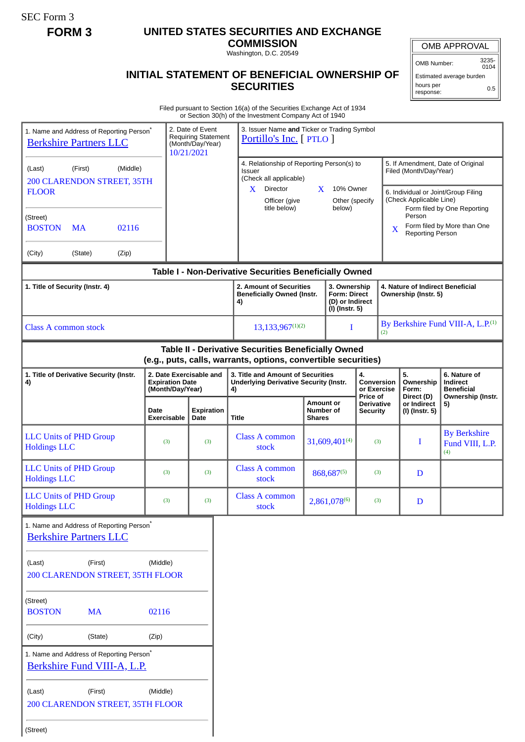SEC Form 3

**FORM 3**

# UNITED STATES SECURITIES AND EXCHANGE COMMISSION

Washington, D.C. 20549

## INITIAL STATEMENT OF BENEFICIAL OWNERSHIP OF SECURITIES

| OMB APPROVAL | |
|---|---|
| OMB Number: | 3235-0104 |
| Estimated average burden | |
| hours per response: | 0.5 |

Filed pursuant to Section 16(a) of the Securities Exchange Act of 1934
or Section 30(h) of the Investment Company Act of 1940

1. Name and Address of Reporting Person*
Berkshire Partners LLC

(Last) (First) (Middle)
200 CLARENDON STREET, 35TH FLOOR

(Street)
BOSTON MA 02116

(City) (State) (Zip)

2. Date of Event Requiring Statement (Month/Day/Year)
10/21/2021

3. Issuer Name **and** Ticker or Trading Symbol
Portillo's Inc. [ PTLO ]

4. Relationship of Reporting Person(s) to Issuer
(Check all applicable)
X Director
X 10% Owner
Officer (give title below)
Other (specify below)

5. If Amendment, Date of Original Filed (Month/Day/Year)

6. Individual or Joint/Group Filing (Check Applicable Line)
Form filed by One Reporting Person
X Form filed by More than One Reporting Person

**Table I - Non-Derivative Securities Beneficially Owned**

| 1. Title of Security (Instr. 4) | 2. Amount of Securities Beneficially Owned (Instr. 4) | 3. Ownership Form: Direct (D) or Indirect (I) (Instr. 5) | 4. Nature of Indirect Beneficial Ownership (Instr. 5) |
|---|---|---|---|
| Class A common stock | 13,133,967(1)(2) | I | By Berkshire Fund VIII-A, L.P.(1)(2) |

**Table II - Derivative Securities Beneficially Owned**
**(e.g., puts, calls, warrants, options, convertible securities)**

| 1. Title of Derivative Security (Instr. 4) | 2. Date Exercisable and Expiration Date (Month/Day/Year) | | 3. Title and Amount of Securities Underlying Derivative Security (Instr. 4) | | 4. Conversion or Exercise Price of Derivative Security | 5. Ownership Form: Direct (D) or Indirect (I) (Instr. 5) | 6. Nature of Indirect Beneficial Ownership (Instr. 5) |
|---|---|---|---|---|---|---|---|
| | Date Exercisable | Expiration Date | Title | Amount or Number of Shares | | | |
| LLC Units of PHD Group Holdings LLC | (3) | (3) | Class A common stock | 31,609,401(4) | (3) | I | By Berkshire Fund VIII, L.P.(4) |
| LLC Units of PHD Group Holdings LLC | (3) | (3) | Class A common stock | 868,687(5) | (3) | D | |
| LLC Units of PHD Group Holdings LLC | (3) | (3) | Class A common stock | 2,861,078(6) | (3) | D | |

1. Name and Address of Reporting Person*
Berkshire Partners LLC

(Last) (First) (Middle)
200 CLARENDON STREET, 35TH FLOOR

(Street)
BOSTON MA 02116

(City) (State) (Zip)

1. Name and Address of Reporting Person*
Berkshire Fund VIII-A, L.P.

(Last) (First) (Middle)
200 CLARENDON STREET, 35TH FLOOR

(Street)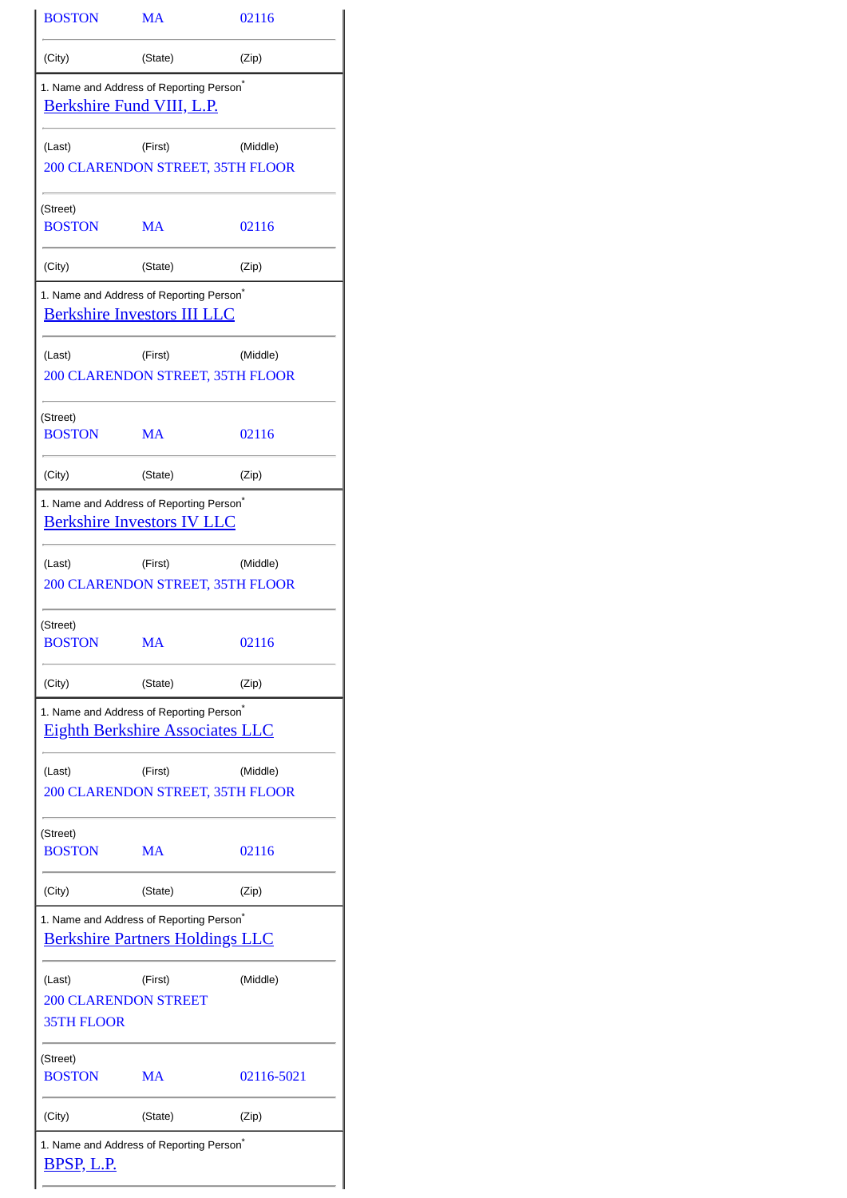| BOSTON | MA | 02116 |
|---|---|---|
| (City) | (State) | (Zip) |

1. Name and Address of Reporting Person*

Berkshire Fund VIII, L.P.

| (Last) | (First) | (Middle) |
|---|---|---|

200 CLARENDON STREET, 35TH FLOOR

(Street)

| BOSTON | MA | 02116 |
|---|---|---|
| (City) | (State) | (Zip) |

1. Name and Address of Reporting Person*

Berkshire Investors III LLC

| (Last) | (First) | (Middle) |
|---|---|---|

200 CLARENDON STREET, 35TH FLOOR

(Street)

| BOSTON | MA | 02116 |
|---|---|---|
| (City) | (State) | (Zip) |

1. Name and Address of Reporting Person*

Berkshire Investors IV LLC

| (Last) | (First) | (Middle) |
|---|---|---|

200 CLARENDON STREET, 35TH FLOOR

(Street)

| BOSTON | MA | 02116 |
|---|---|---|
| (City) | (State) | (Zip) |

1. Name and Address of Reporting Person*

Eighth Berkshire Associates LLC

| (Last) | (First) | (Middle) |
|---|---|---|

200 CLARENDON STREET, 35TH FLOOR

(Street)

| BOSTON | MA | 02116 |
|---|---|---|
| (City) | (State) | (Zip) |

1. Name and Address of Reporting Person*

Berkshire Partners Holdings LLC

| (Last) | (First) | (Middle) |
|---|---|---|

200 CLARENDON STREET

35TH FLOOR

(Street)

| BOSTON | MA | 02116-5021 |
|---|---|---|
| (City) | (State) | (Zip) |

1. Name and Address of Reporting Person*

BPSP, L.P.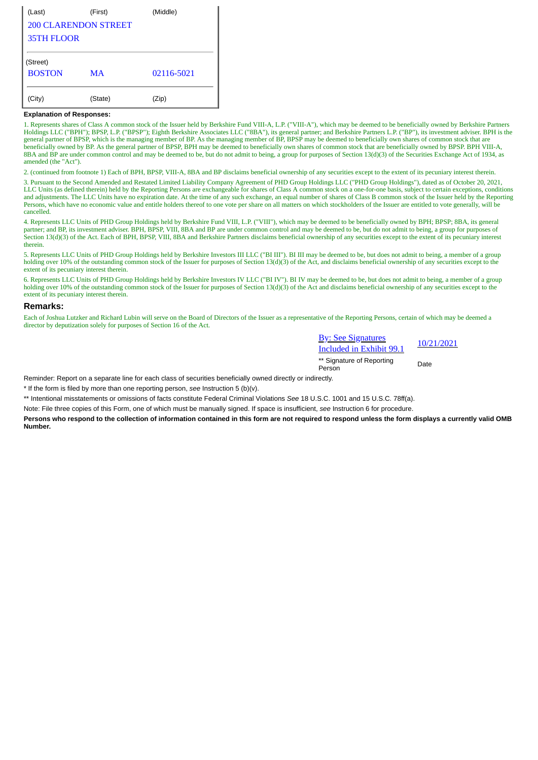| (Last) | (First) | (Middle) |
|---|---|---|
| 200 CLARENDON STREET 35TH FLOOR | | |
| (Street) | | |
| BOSTON | MA | 02116-5021 |
| (City) | (State) | (Zip) |

**Explanation of Responses:**

1. Represents shares of Class A common stock of the Issuer held by Berkshire Fund VIII-A, L.P. ("VIII-A"), which may be deemed to be beneficially owned by Berkshire Partners Holdings LLC ("BPH"); BPSP, L.P. ("BPSP"); Eighth Berkshire Associates LLC ("8BA"), its general partner; and Berkshire Partners L.P. ("BP"), its investment adviser. BPH is the general partner of BPSP, which is the managing member of BP. As the managing member of BP, BPSP may be deemed to beneficially own shares of common stock that are beneficially owned by BP. As the general partner of BPSP, BPH may be deemed to beneficially own shares of common stock that are beneficially owned by BPSP. BPH VIII-A, 8BA and BP are under common control and may be deemed to be, but do not admit to being, a group for purposes of Section 13(d)(3) of the Securities Exchange Act of 1934, as amended (the "Act").

2. (continued from footnote 1) Each of BPH, BPSP, VIII-A, 8BA and BP disclaims beneficial ownership of any securities except to the extent of its pecuniary interest therein.

3. Pursuant to the Second Amended and Restated Limited Liability Company Agreement of PHD Group Holdings LLC ("PHD Group Holdings"), dated as of October 20, 2021, LLC Units (as defined therein) held by the Reporting Persons are exchangeable for shares of Class A common stock on a one-for-one basis, subject to certain exceptions, conditions and adjustments. The LLC Units have no expiration date. At the time of any such exchange, an equal number of shares of Class B common stock of the Issuer held by the Reporting Persons, which have no economic value and entitle holders thereof to one vote per share on all matters on which stockholders of the Issuer are entitled to vote generally, will be cancelled.

4. Represents LLC Units of PHD Group Holdings held by Berkshire Fund VIII, L.P. ("VIII"), which may be deemed to be beneficially owned by BPH; BPSP; 8BA, its general partner; and BP, its investment adviser. BPH, BPSP, VIII, 8BA and BP are under common control and may be deemed to be, but do not admit to being, a group for purposes of Section 13(d)(3) of the Act. Each of BPH, BPSP, VIII, 8BA and Berkshire Partners disclaims beneficial ownership of any securities except to the extent of its pecuniary interest therein.

5. Represents LLC Units of PHD Group Holdings held by Berkshire Investors III LLC ("BI III"). BI III may be deemed to be, but does not admit to being, a member of a group holding over 10% of the outstanding common stock of the Issuer for purposes of Section 13(d)(3) of the Act, and disclaims beneficial ownership of any securities except to the extent of its pecuniary interest therein.

6. Represents LLC Units of PHD Group Holdings held by Berkshire Investors IV LLC ("BI IV"). BI IV may be deemed to be, but does not admit to being, a member of a group holding over 10% of the outstanding common stock of the Issuer for purposes of Section 13(d)(3) of the Act and disclaims beneficial ownership of any securities except to the extent of its pecuniary interest therein.

## Remarks:

Each of Joshua Lutzker and Richard Lubin will serve on the Board of Directors of the Issuer as a representative of the Reporting Persons, certain of which may be deemed a director by deputization solely for purposes of Section 16 of the Act.

| By: See Signatures Included in Exhibit 99.1 | 10/21/2021 |
|---|---|
| ** Signature of Reporting Person | Date |

Reminder: Report on a separate line for each class of securities beneficially owned directly or indirectly.

* If the form is filed by more than one reporting person, *see* Instruction 5 (b)(v).

** Intentional misstatements or omissions of facts constitute Federal Criminal Violations *See* 18 U.S.C. 1001 and 15 U.S.C. 78ff(a).

Note: File three copies of this Form, one of which must be manually signed. If space is insufficient, *see* Instruction 6 for procedure.

**Persons who respond to the collection of information contained in this form are not required to respond unless the form displays a currently valid OMB Number.**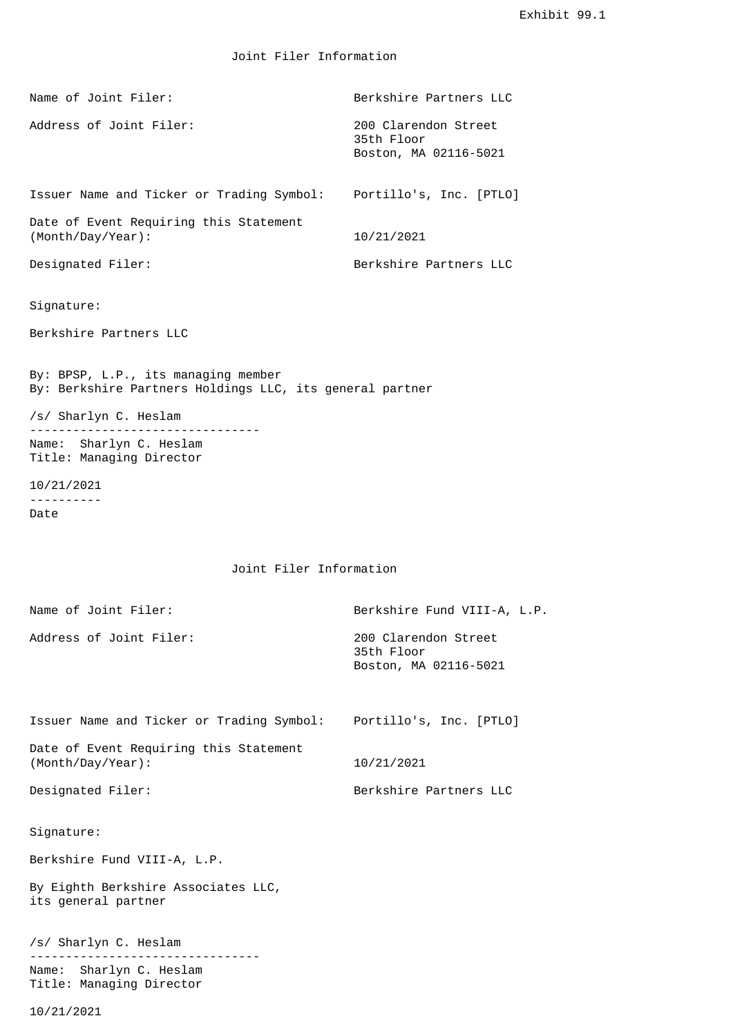Exhibit 99.1

Joint Filer Information

| | |
|---|---|
| Name of Joint Filer: | Berkshire Partners LLC |
| Address of Joint Filer: | 200 Clarendon Street<br>35th Floor<br>Boston, MA 02116-5021 |
| Issuer Name and Ticker or Trading Symbol: | Portillo's, Inc. [PTLO] |
| Date of Event Requiring this Statement (Month/Day/Year): | 10/21/2021 |
| Designated Filer: | Berkshire Partners LLC |

Signature:

Berkshire Partners LLC

By: BPSP, L.P., its managing member
By: Berkshire Partners Holdings LLC, its general partner

/s/ Sharlyn C. Heslam
--------------------------------
Name: Sharlyn C. Heslam
Title: Managing Director

10/21/2021
----------
Date

Joint Filer Information

| | |
|---|---|
| Name of Joint Filer: | Berkshire Fund VIII-A, L.P. |
| Address of Joint Filer: | 200 Clarendon Street<br>35th Floor<br>Boston, MA 02116-5021 |
| Issuer Name and Ticker or Trading Symbol: | Portillo's, Inc. [PTLO] |
| Date of Event Requiring this Statement (Month/Day/Year): | 10/21/2021 |
| Designated Filer: | Berkshire Partners LLC |

Signature:

Berkshire Fund VIII-A, L.P.

By Eighth Berkshire Associates LLC,
its general partner

/s/ Sharlyn C. Heslam
--------------------------------
Name: Sharlyn C. Heslam
Title: Managing Director

10/21/2021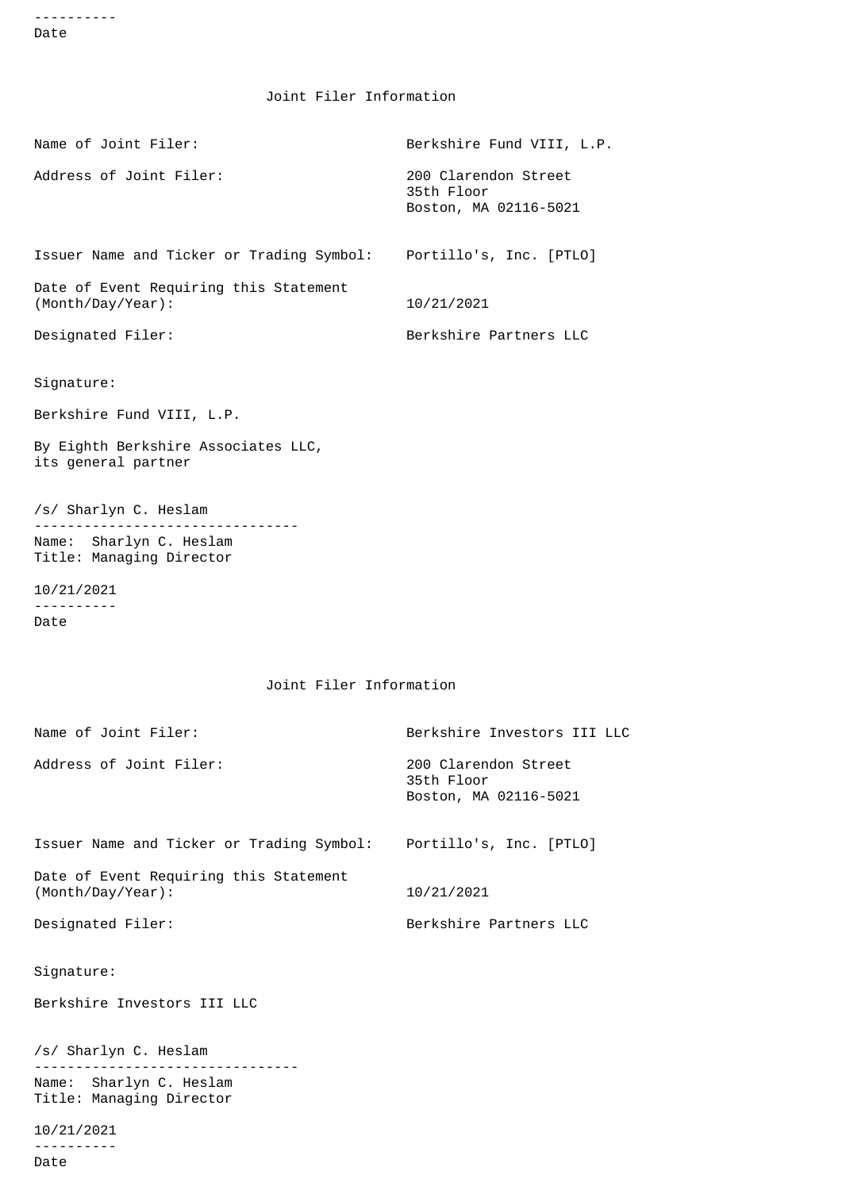----------
Date

## Joint Filer Information

| | |
|---|---|
| Name of Joint Filer: | Berkshire Fund VIII, L.P. |
| Address of Joint Filer: | 200 Clarendon Street<br>35th Floor<br>Boston, MA 02116-5021 |
| Issuer Name and Ticker or Trading Symbol: | Portillo's, Inc. [PTLO] |
| Date of Event Requiring this Statement (Month/Day/Year): | 10/21/2021 |
| Designated Filer: | Berkshire Partners LLC |

Signature:

Berkshire Fund VIII, L.P.

By Eighth Berkshire Associates LLC,
its general partner

/s/ Sharlyn C. Heslam
--------------------------------
Name: Sharlyn C. Heslam
Title: Managing Director

10/21/2021
----------
Date

## Joint Filer Information

| | |
|---|---|
| Name of Joint Filer: | Berkshire Investors III LLC |
| Address of Joint Filer: | 200 Clarendon Street<br>35th Floor<br>Boston, MA 02116-5021 |
| Issuer Name and Ticker or Trading Symbol: | Portillo's, Inc. [PTLO] |
| Date of Event Requiring this Statement (Month/Day/Year): | 10/21/2021 |
| Designated Filer: | Berkshire Partners LLC |

Signature:

Berkshire Investors III LLC

/s/ Sharlyn C. Heslam
--------------------------------
Name: Sharlyn C. Heslam
Title: Managing Director

10/21/2021
----------
Date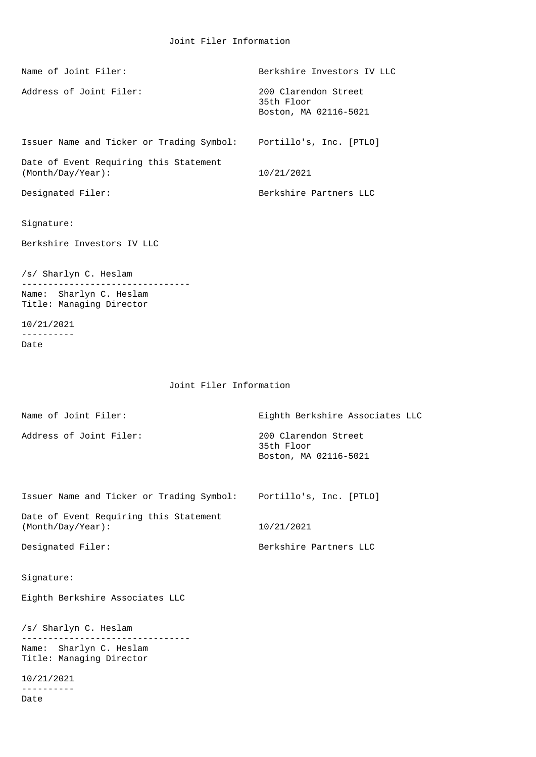## Joint Filer Information

| | |
|---|---|
| Name of Joint Filer: | Berkshire Investors IV LLC |
| Address of Joint Filer: | 200 Clarendon Street<br>35th Floor<br>Boston, MA 02116-5021 |
| Issuer Name and Ticker or Trading Symbol: | Portillo's, Inc. [PTLO] |
| Date of Event Requiring this Statement (Month/Day/Year): | 10/21/2021 |
| Designated Filer: | Berkshire Partners LLC |

Signature:

Berkshire Investors IV LLC

/s/ Sharlyn C. Heslam
--------------------------------
Name: Sharlyn C. Heslam
Title: Managing Director

10/21/2021
----------
Date

## Joint Filer Information

| | |
|---|---|
| Name of Joint Filer: | Eighth Berkshire Associates LLC |
| Address of Joint Filer: | 200 Clarendon Street<br>35th Floor<br>Boston, MA 02116-5021 |
| Issuer Name and Ticker or Trading Symbol: | Portillo's, Inc. [PTLO] |
| Date of Event Requiring this Statement (Month/Day/Year): | 10/21/2021 |
| Designated Filer: | Berkshire Partners LLC |

Signature:

Eighth Berkshire Associates LLC

/s/ Sharlyn C. Heslam
--------------------------------
Name: Sharlyn C. Heslam
Title: Managing Director

10/21/2021
----------
Date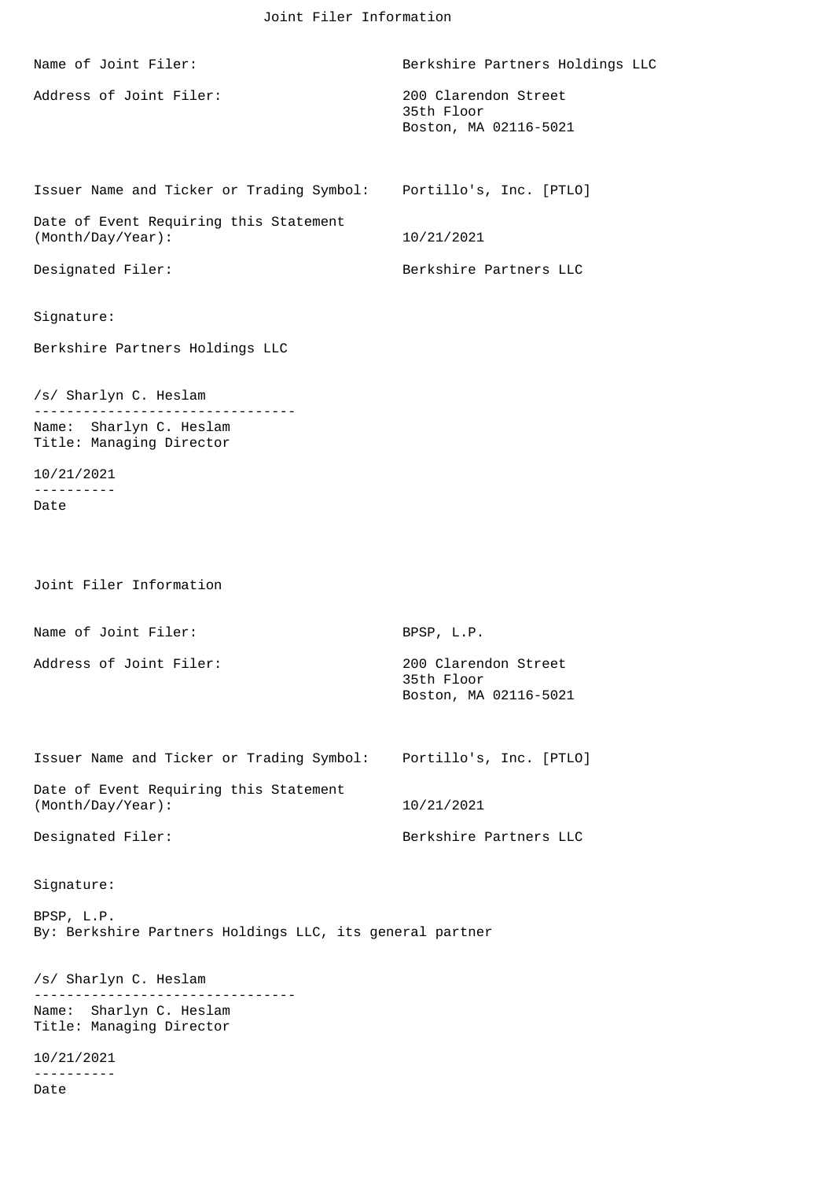# Joint Filer Information

| | |
|---|---|
| Name of Joint Filer: | Berkshire Partners Holdings LLC |
| Address of Joint Filer: | 200 Clarendon Street<br>35th Floor<br>Boston, MA 02116-5021 |
| Issuer Name and Ticker or Trading Symbol: | Portillo's, Inc. [PTLO] |
| Date of Event Requiring this Statement (Month/Day/Year): | 10/21/2021 |
| Designated Filer: | Berkshire Partners LLC |

Signature:

Berkshire Partners Holdings LLC

/s/ Sharlyn C. Heslam

Name: Sharlyn C. Heslam
Title: Managing Director

10/21/2021

Date

# Joint Filer Information

| | |
|---|---|
| Name of Joint Filer: | BPSP, L.P. |
| Address of Joint Filer: | 200 Clarendon Street<br>35th Floor<br>Boston, MA 02116-5021 |
| Issuer Name and Ticker or Trading Symbol: | Portillo's, Inc. [PTLO] |
| Date of Event Requiring this Statement (Month/Day/Year): | 10/21/2021 |
| Designated Filer: | Berkshire Partners LLC |

Signature:

BPSP, L.P.
By: Berkshire Partners Holdings LLC, its general partner

/s/ Sharlyn C. Heslam

Name: Sharlyn C. Heslam
Title: Managing Director

10/21/2021

Date